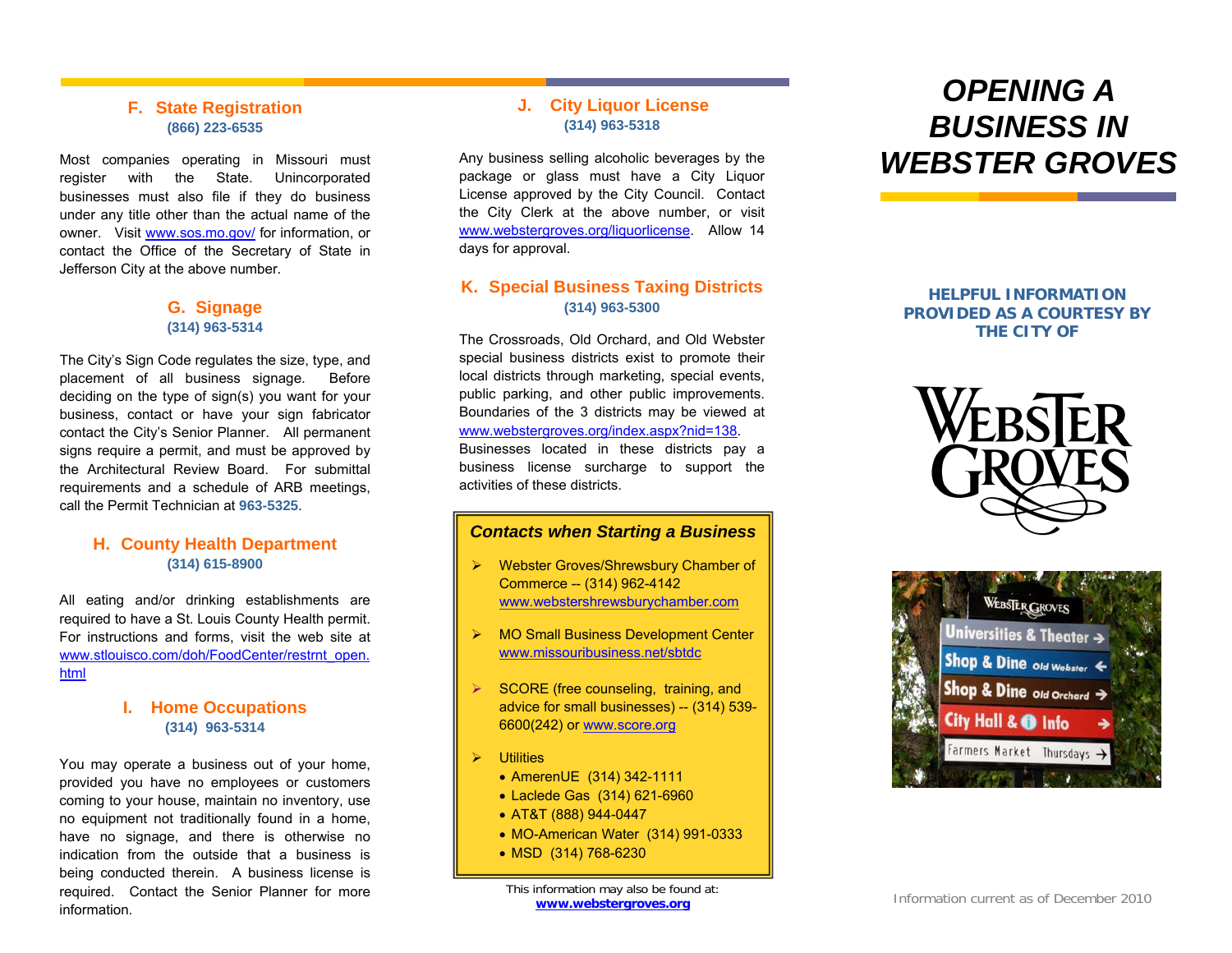## F. State Registration
**(866) 223-6535**

Most companies operating in Missouri must register with the State. Unincorporated businesses must also file if they do business under any title other than the actual name of the owner. Visit www.sos.mo.gov/ for information, or contact the Office of the Secretary of State in Jefferson City at the above number.

## G. Signage
**(314) 963-5314**

The City's Sign Code regulates the size, type, and placement of all business signage. Before deciding on the type of sign(s) you want for your business, contact or have your sign fabricator contact the City's Senior Planner. All permanent signs require a permit, and must be approved by the Architectural Review Board. For submittal requirements and a schedule of ARB meetings, call the Permit Technician at **963-5325**.

## H. County Health Department
**(314) 615-8900**

All eating and/or drinking establishments are required to have a St. Louis County Health permit. For instructions and forms, visit the web site at www.stlouisco.com/doh/FoodCenter/restrnt_open.html

## I. Home Occupations
**(314) 963-5314**

You may operate a business out of your home, provided you have no employees or customers coming to your house, maintain no inventory, use no equipment not traditionally found in a home, have no signage, and there is otherwise no indication from the outside that a business is being conducted therein. A business license is required. Contact the Senior Planner for more information.

## J. City Liquor License
**(314) 963-5318**

Any business selling alcoholic beverages by the package or glass must have a City Liquor License approved by the City Council. Contact the City Clerk at the above number, or visit www.webstergroves.org/liquorlicense. Allow 14 days for approval.

## K. Special Business Taxing Districts
**(314) 963-5300**

The Crossroads, Old Orchard, and Old Webster special business districts exist to promote their local districts through marketing, special events, public parking, and other public improvements. Boundaries of the 3 districts may be viewed at www.webstergroves.org/index.aspx?nid=138. Businesses located in these districts pay a business license surcharge to support the activities of these districts.

### *Contacts when Starting a Business*

- Webster Groves/Shrewsbury Chamber of Commerce -- (314) 962-4142
  www.webstershrewsburychamber.com
- MO Small Business Development Center
  www.missouribusiness.net/sbtdc
- SCORE (free counseling, training, and advice for small businesses) -- (314) 539-6600(242) or www.score.org
- Utilities
  - AmerenUE (314) 342-1111
  - Laclede Gas (314) 621-6960
  - AT&T (888) 944-0447
  - MO-American Water (314) 991-0333
  - MSD (314) 768-6230

This information may also be found at:
**www.webstergroves.org**

# *OPENING A BUSINESS IN WEBSTER GROVES*

**HELPFUL INFORMATION PROVIDED AS A COURTESY BY THE CITY OF**

WEBSTER GROVES

Information current as of December 2010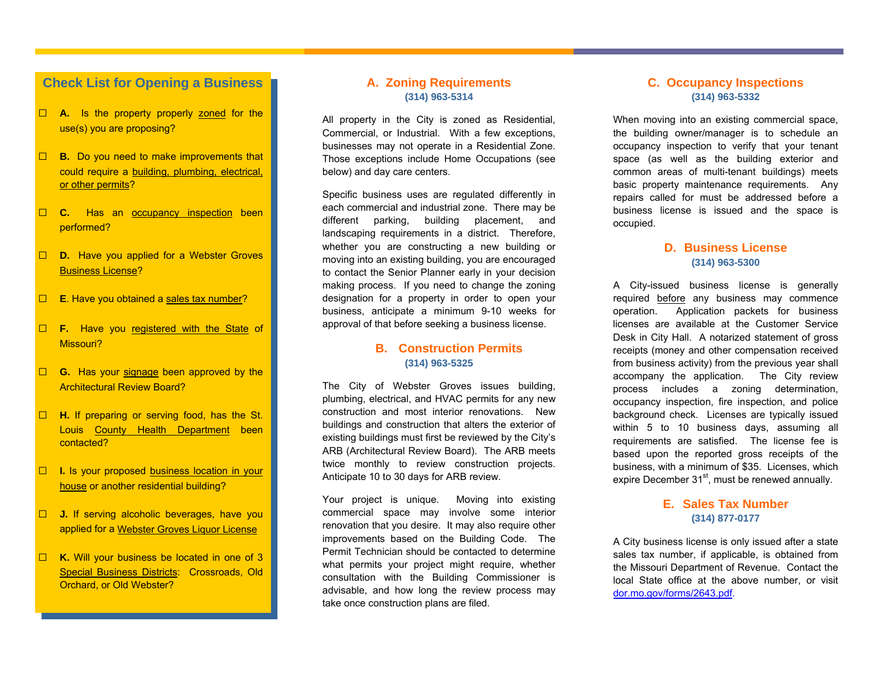## Check List for Opening a Business

☐ **A.** Is the property properly zoned for the use(s) you are proposing?

☐ **B.** Do you need to make improvements that could require a building, plumbing, electrical, or other permits?

☐ **C.** Has an occupancy inspection been performed?

☐ **D.** Have you applied for a Webster Groves Business License?

☐ **E**. Have you obtained a sales tax number?

☐ **F.** Have you registered with the State of Missouri?

☐ **G.** Has your signage been approved by the Architectural Review Board?

☐ **H.** If preparing or serving food, has the St. Louis County Health Department been contacted?

☐ **I.** Is your proposed business location in your house or another residential building?

☐ **J.** If serving alcoholic beverages, have you applied for a Webster Groves Liquor License

☐ **K.** Will your business be located in one of 3 Special Business Districts: Crossroads, Old Orchard, or Old Webster?

## A. Zoning Requirements

**(314) 963-5314**

All property in the City is zoned as Residential, Commercial, or Industrial. With a few exceptions, businesses may not operate in a Residential Zone. Those exceptions include Home Occupations (see below) and day care centers.

Specific business uses are regulated differently in each commercial and industrial zone. There may be different parking, building placement, and landscaping requirements in a district. Therefore, whether you are constructing a new building or moving into an existing building, you are encouraged to contact the Senior Planner early in your decision making process. If you need to change the zoning designation for a property in order to open your business, anticipate a minimum 9-10 weeks for approval of that before seeking a business license.

## B. Construction Permits

**(314) 963-5325**

The City of Webster Groves issues building, plumbing, electrical, and HVAC permits for any new construction and most interior renovations. New buildings and construction that alters the exterior of existing buildings must first be reviewed by the City's ARB (Architectural Review Board). The ARB meets twice monthly to review construction projects. Anticipate 10 to 30 days for ARB review.

Your project is unique. Moving into existing commercial space may involve some interior renovation that you desire. It may also require other improvements based on the Building Code. The Permit Technician should be contacted to determine what permits your project might require, whether consultation with the Building Commissioner is advisable, and how long the review process may take once construction plans are filed.

## C. Occupancy Inspections

**(314) 963-5332**

When moving into an existing commercial space, the building owner/manager is to schedule an occupancy inspection to verify that your tenant space (as well as the building exterior and common areas of multi-tenant buildings) meets basic property maintenance requirements. Any repairs called for must be addressed before a business license is issued and the space is occupied.

## D. Business License

**(314) 963-5300**

A City-issued business license is generally required before any business may commence operation. Application packets for business licenses are available at the Customer Service Desk in City Hall. A notarized statement of gross receipts (money and other compensation received from business activity) from the previous year shall accompany the application. The City review process includes a zoning determination, occupancy inspection, fire inspection, and police background check. Licenses are typically issued within 5 to 10 business days, assuming all requirements are satisfied. The license fee is based upon the reported gross receipts of the business, with a minimum of $35. Licenses, which expire December 31st, must be renewed annually.

## E. Sales Tax Number

**(314) 877-0177**

A City business license is only issued after a state sales tax number, if applicable, is obtained from the Missouri Department of Revenue. Contact the local State office at the above number, or visit dor.mo.gov/forms/2643.pdf.